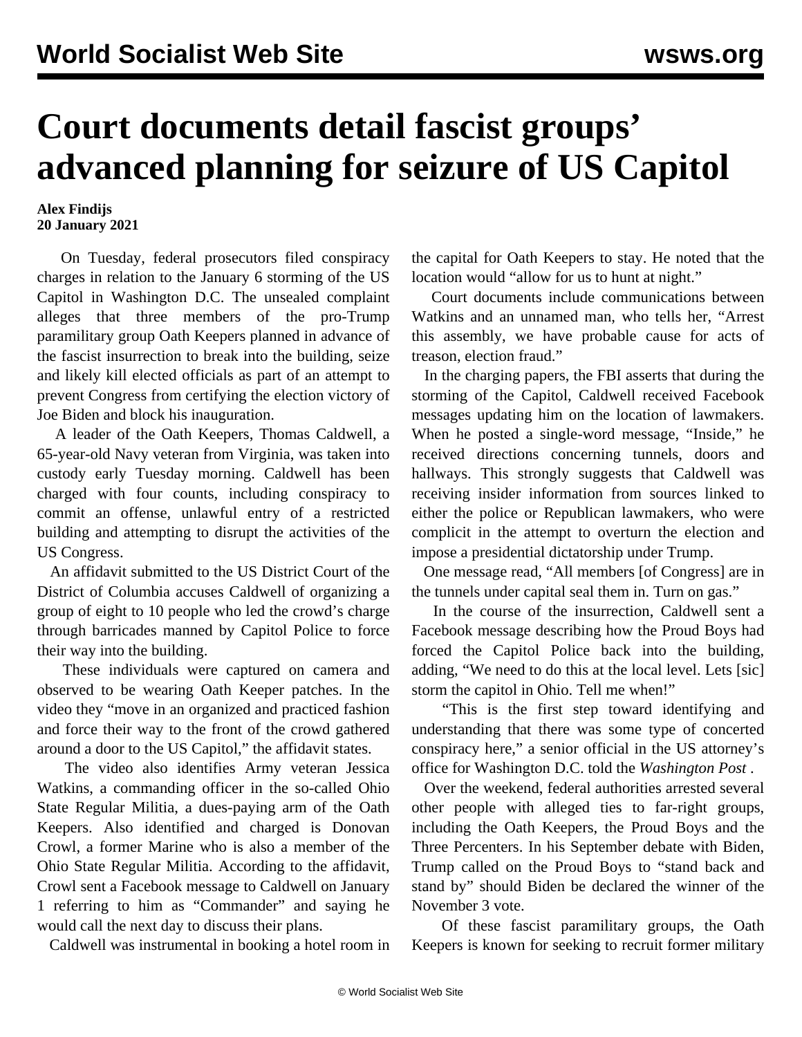# Court documents detail fascist groups' advanced planning for seizure of US Capitol

**Alex Findijs**
**20 January 2021**

On Tuesday, federal prosecutors filed conspiracy charges in relation to the January 6 storming of the US Capitol in Washington D.C. The unsealed complaint alleges that three members of the pro-Trump paramilitary group Oath Keepers planned in advance of the fascist insurrection to break into the building, seize and likely kill elected officials as part of an attempt to prevent Congress from certifying the election victory of Joe Biden and block his inauguration.

A leader of the Oath Keepers, Thomas Caldwell, a 65-year-old Navy veteran from Virginia, was taken into custody early Tuesday morning. Caldwell has been charged with four counts, including conspiracy to commit an offense, unlawful entry of a restricted building and attempting to disrupt the activities of the US Congress.

An affidavit submitted to the US District Court of the District of Columbia accuses Caldwell of organizing a group of eight to 10 people who led the crowd's charge through barricades manned by Capitol Police to force their way into the building.

These individuals were captured on camera and observed to be wearing Oath Keeper patches. In the video they "move in an organized and practiced fashion and force their way to the front of the crowd gathered around a door to the US Capitol," the affidavit states.

The video also identifies Army veteran Jessica Watkins, a commanding officer in the so-called Ohio State Regular Militia, a dues-paying arm of the Oath Keepers. Also identified and charged is Donovan Crowl, a former Marine who is also a member of the Ohio State Regular Militia. According to the affidavit, Crowl sent a Facebook message to Caldwell on January 1 referring to him as "Commander" and saying he would call the next day to discuss their plans.

Caldwell was instrumental in booking a hotel room in the capital for Oath Keepers to stay. He noted that the location would "allow for us to hunt at night."

Court documents include communications between Watkins and an unnamed man, who tells her, "Arrest this assembly, we have probable cause for acts of treason, election fraud."

In the charging papers, the FBI asserts that during the storming of the Capitol, Caldwell received Facebook messages updating him on the location of lawmakers. When he posted a single-word message, "Inside," he received directions concerning tunnels, doors and hallways. This strongly suggests that Caldwell was receiving insider information from sources linked to either the police or Republican lawmakers, who were complicit in the attempt to overturn the election and impose a presidential dictatorship under Trump.

One message read, "All members [of Congress] are in the tunnels under capital seal them in. Turn on gas."

In the course of the insurrection, Caldwell sent a Facebook message describing how the Proud Boys had forced the Capitol Police back into the building, adding, "We need to do this at the local level. Lets [sic] storm the capitol in Ohio. Tell me when!"

"This is the first step toward identifying and understanding that there was some type of concerted conspiracy here," a senior official in the US attorney's office for Washington D.C. told the *Washington Post*.

Over the weekend, federal authorities arrested several other people with alleged ties to far-right groups, including the Oath Keepers, the Proud Boys and the Three Percenters. In his September debate with Biden, Trump called on the Proud Boys to "stand back and stand by" should Biden be declared the winner of the November 3 vote.

Of these fascist paramilitary groups, the Oath Keepers is known for seeking to recruit former military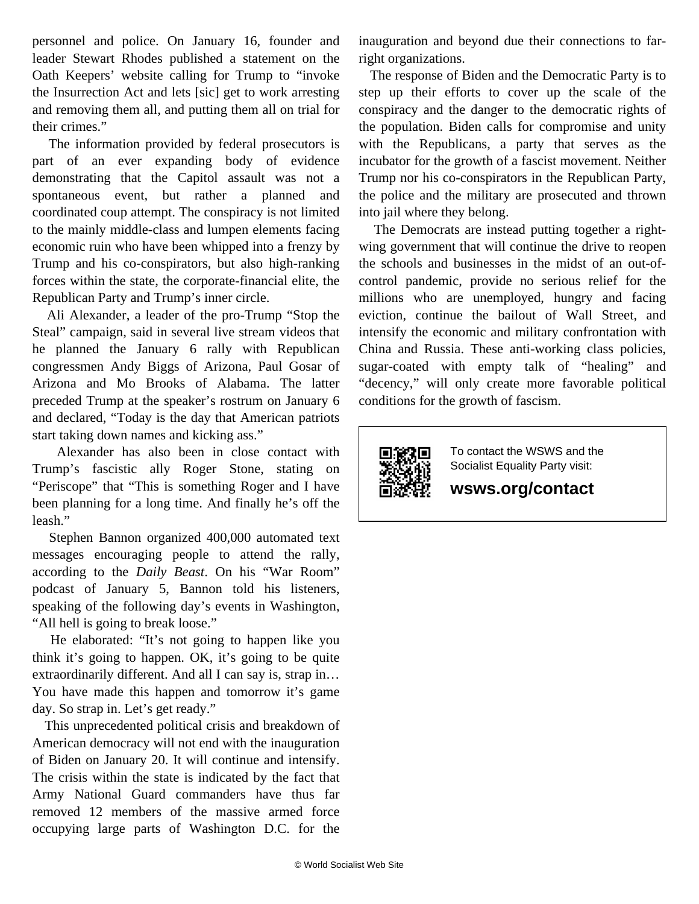personnel and police. On January 16, founder and leader Stewart Rhodes published a statement on the Oath Keepers' website calling for Trump to "invoke the Insurrection Act and lets [sic] get to work arresting and removing them all, and putting them all on trial for their crimes."

The information provided by federal prosecutors is part of an ever expanding body of evidence demonstrating that the Capitol assault was not a spontaneous event, but rather a planned and coordinated coup attempt. The conspiracy is not limited to the mainly middle-class and lumpen elements facing economic ruin who have been whipped into a frenzy by Trump and his co-conspirators, but also high-ranking forces within the state, the corporate-financial elite, the Republican Party and Trump's inner circle.

Ali Alexander, a leader of the pro-Trump "Stop the Steal" campaign, said in several live stream videos that he planned the January 6 rally with Republican congressmen Andy Biggs of Arizona, Paul Gosar of Arizona and Mo Brooks of Alabama. The latter preceded Trump at the speaker's rostrum on January 6 and declared, "Today is the day that American patriots start taking down names and kicking ass."

Alexander has also been in close contact with Trump's fascistic ally Roger Stone, stating on "Periscope" that "This is something Roger and I have been planning for a long time. And finally he's off the leash."

Stephen Bannon organized 400,000 automated text messages encouraging people to attend the rally, according to the *Daily Beast*. On his "War Room" podcast of January 5, Bannon told his listeners, speaking of the following day's events in Washington, "All hell is going to break loose."

He elaborated: "It's not going to happen like you think it's going to happen. OK, it's going to be quite extraordinarily different. And all I can say is, strap in… You have made this happen and tomorrow it's game day. So strap in. Let's get ready."

This unprecedented political crisis and breakdown of American democracy will not end with the inauguration of Biden on January 20. It will continue and intensify. The crisis within the state is indicated by the fact that Army National Guard commanders have thus far removed 12 members of the massive armed force occupying large parts of Washington D.C. for the inauguration and beyond due their connections to far-right organizations.

The response of Biden and the Democratic Party is to step up their efforts to cover up the scale of the conspiracy and the danger to the democratic rights of the population. Biden calls for compromise and unity with the Republicans, a party that serves as the incubator for the growth of a fascist movement. Neither Trump nor his co-conspirators in the Republican Party, the police and the military are prosecuted and thrown into jail where they belong.

The Democrats are instead putting together a right-wing government that will continue the drive to reopen the schools and businesses in the midst of an out-of-control pandemic, provide no serious relief for the millions who are unemployed, hungry and facing eviction, continue the bailout of Wall Street, and intensify the economic and military confrontation with China and Russia. These anti-working class policies, sugar-coated with empty talk of "healing" and "decency," will only create more favorable political conditions for the growth of fascism.

To contact the WSWS and the Socialist Equality Party visit:

**wsws.org/contact**